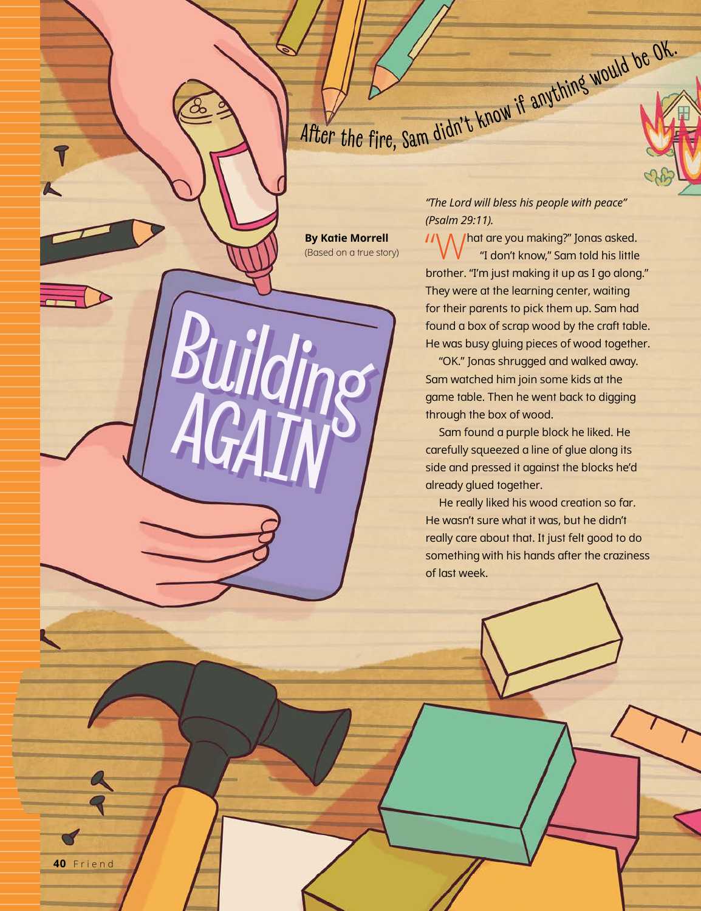After the fire, Sam didn't know if anything would be OK.

# Building AGAIN

**By Katie Morrell**
(Based on a true story)

*"The Lord will bless his people with peace" (Psalm 29:11).*

"What are you making?" Jonas asked.

"I don't know," Sam told his little brother. "I'm just making it up as I go along." They were at the learning center, waiting for their parents to pick them up. Sam had found a box of scrap wood by the craft table. He was busy gluing pieces of wood together.

"OK." Jonas shrugged and walked away. Sam watched him join some kids at the game table. Then he went back to digging through the box of wood.

Sam found a purple block he liked. He carefully squeezed a line of glue along its side and pressed it against the blocks he'd already glued together.

He really liked his wood creation so far. He wasn't sure what it was, but he didn't really care about that. It just felt good to do something with his hands after the craziness of last week.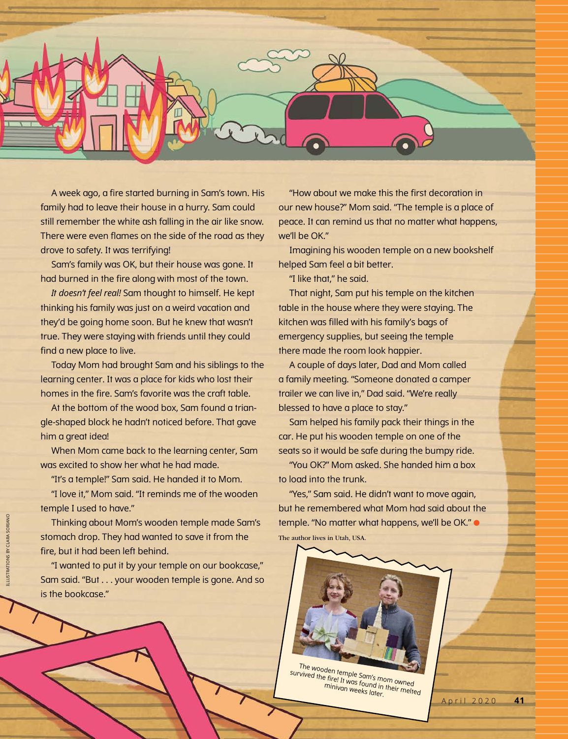A week ago, a fire started burning in Sam's town. His family had to leave their house in a hurry. Sam could still remember the white ash falling in the air like snow. There were even flames on the side of the road as they drove to safety. It was terrifying!

Sam's family was OK, but their house was gone. It had burned in the fire along with most of the town.

*It doesn't feel real!* Sam thought to himself. He kept thinking his family was just on a weird vacation and they'd be going home soon. But he knew that wasn't true. They were staying with friends until they could find a new place to live.

Today Mom had brought Sam and his siblings to the learning center. It was a place for kids who lost their homes in the fire. Sam's favorite was the craft table.

At the bottom of the wood box, Sam found a triangle-shaped block he hadn't noticed before. That gave him a great idea!

When Mom came back to the learning center, Sam was excited to show her what he had made.

"It's a temple!" Sam said. He handed it to Mom.

"I love it," Mom said. "It reminds me of the wooden temple I used to have."

Thinking about Mom's wooden temple made Sam's stomach drop. They had wanted to save it from the fire, but it had been left behind.

"I wanted to put it by your temple on our bookcase," Sam said. "But . . . your wooden temple is gone. And so is the bookcase."

"How about we make this the first decoration in our new house?" Mom said. "The temple is a place of peace. It can remind us that no matter what happens, we'll be OK."

Imagining his wooden temple on a new bookshelf helped Sam feel a bit better.

"I like that," he said.

That night, Sam put his temple on the kitchen table in the house where they were staying. The kitchen was filled with his family's bags of emergency supplies, but seeing the temple there made the room look happier.

A couple of days later, Dad and Mom called a family meeting. "Someone donated a camper trailer we can live in," Dad said. "We're really blessed to have a place to stay."

Sam helped his family pack their things in the car. He put his wooden temple on one of the seats so it would be safe during the bumpy ride.

"You OK?" Mom asked. She handed him a box to load into the trunk.

"Yes," Sam said. He didn't want to move again, but he remembered what Mom had said about the temple. "No matter what happens, we'll be OK." ●

The author lives in Utah, USA.

The wooden temple Sam's mom owned survived the fire! It was found in their melted minivan weeks later.

ILLUSTRATIONS BY CLARA SORIANO